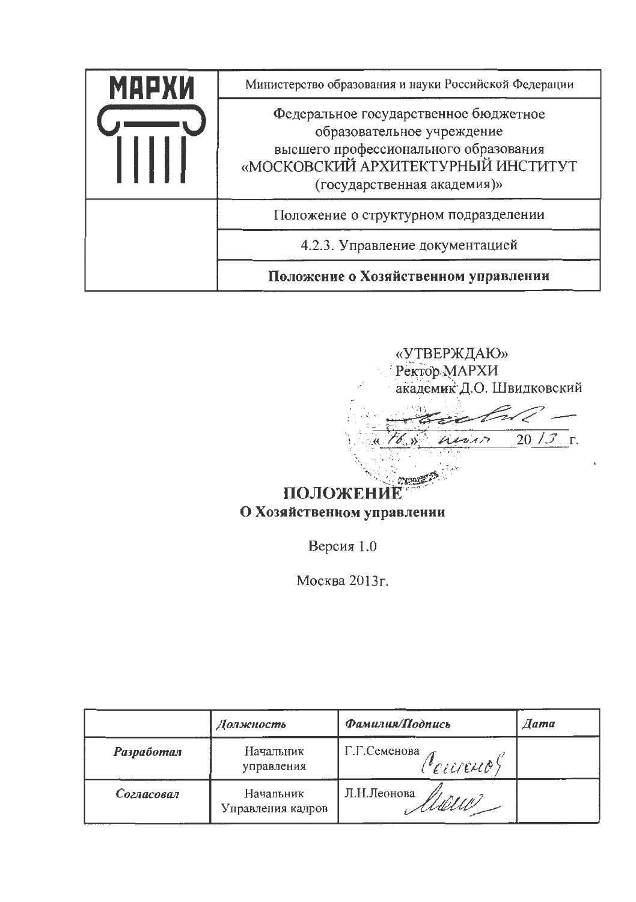| МАРХИ | Министерство образования и науки Российской Федерации |
| --- | --- |
| | Федеральное государственное бюджетное образовательное учреждение высшего профессионального образования «МОСКОВСКИЙ АРХИТЕКТУРНЫЙ ИНСТИТУТ (государственная академия)» |
| | Положение о структурном подразделении |
| | 4.2.3. Управление документацией |
| | **Положение о Хозяйственном управлении** |

«УТВЕРЖДАЮ»
Ректор МАРХИ
академик Д.О. Швидковский

«16» июня 2013 г.

# ПОЛОЖЕНИЕ
## О Хозяйственном управлении

Версия 1.0

Москва 2013г.

| | *Должность* | *Фамилия/Подпись* | *Дата* |
| --- | --- | --- | --- |
| ***Разработал*** | Начальник управления | Г.Г.Семенова | |
| ***Согласовал*** | Начальник Управления кадров | Л.Н.Леонова | |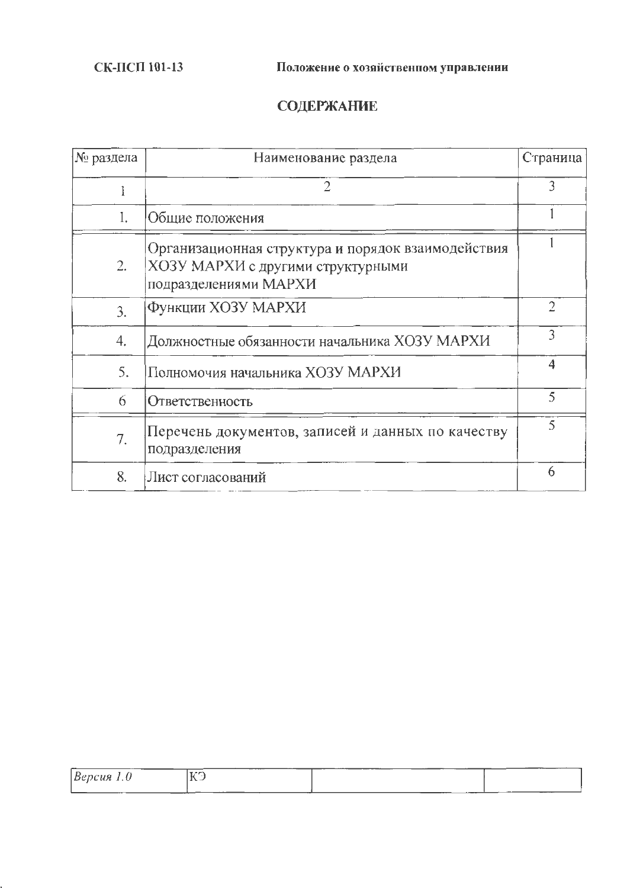# СОДЕРЖАНИЕ

| № раздела | Наименование раздела | Страница |
|---|---|---|
| 1 | 2 | 3 |
| 1. | Общие положения | 1 |
| 2. | Организационная структура и порядок взаимодействия ХОЗУ МАРХИ с другими структурными подразделениями МАРХИ | 1 |
| 3. | Функции ХОЗУ МАРХИ | 2 |
| 4. | Должностные обязанности начальника ХОЗУ МАРХИ | 3 |
| 5. | Полномочия начальника ХОЗУ МАРХИ | 4 |
| 6 | Ответственность | 5 |
| 7. | Перечень документов, записей и данных по качеству подразделения | 5 |
| 8. | Лист согласований | 6 |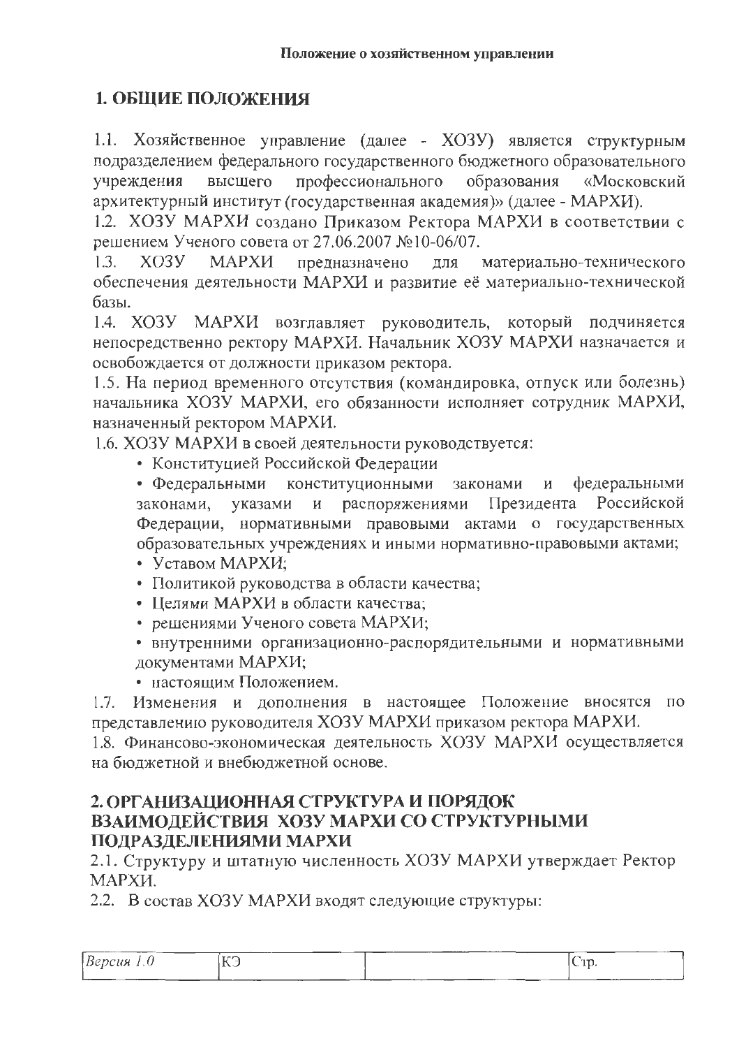## 1. ОБЩИЕ ПОЛОЖЕНИЯ

1.1. Хозяйственное управление (далее - ХОЗУ) является структурным подразделением федерального государственного бюджетного образовательного учреждения высшего профессионального образования «Московский архитектурный институт (государственная академия)» (далее - МАРХИ).

1.2. ХОЗУ МАРХИ создано Приказом Ректора МАРХИ в соответствии с решением Ученого совета от 27.06.2007 №10-06/07.

1.3. ХОЗУ МАРХИ предназначено для материально-технического обеспечения деятельности МАРХИ и развитие её материально-технической базы.

1.4. ХОЗУ МАРХИ возглавляет руководитель, который подчиняется непосредственно ректору МАРХИ. Начальник ХОЗУ МАРХИ назначается и освобождается от должности приказом ректора.

1.5. На период временного отсутствия (командировка, отпуск или болезнь) начальника ХОЗУ МАРХИ, его обязанности исполняет сотрудник МАРХИ, назначенный ректором МАРХИ.

1.6. ХОЗУ МАРХИ в своей деятельности руководствуется:

- Конституцией Российской Федерации
- Федеральными конституционными законами и федеральными законами, указами и распоряжениями Президента Российской Федерации, нормативными правовыми актами о государственных образовательных учреждениях и иными нормативно-правовыми актами;
- Уставом МАРХИ;
- Политикой руководства в области качества;
- Целями МАРХИ в области качества;
- решениями Ученого совета МАРХИ;
- внутренними организационно-распорядительными и нормативными документами МАРХИ;
- настоящим Положением.

1.7. Изменения и дополнения в настоящее Положение вносятся по представлению руководителя ХОЗУ МАРХИ приказом ректора МАРХИ.

1.8. Финансово-экономическая деятельность ХОЗУ МАРХИ осуществляется на бюджетной и внебюджетной основе.

## 2. ОРГАНИЗАЦИОННАЯ СТРУКТУРА И ПОРЯДОК ВЗАИМОДЕЙСТВИЯ ХОЗУ МАРХИ СО СТРУКТУРНЫМИ ПОДРАЗДЕЛЕНИЯМИ МАРХИ

2.1. Структуру и штатную численность ХОЗУ МАРХИ утверждает Ректор МАРХИ.

2.2. В состав ХОЗУ МАРХИ входят следующие структуры: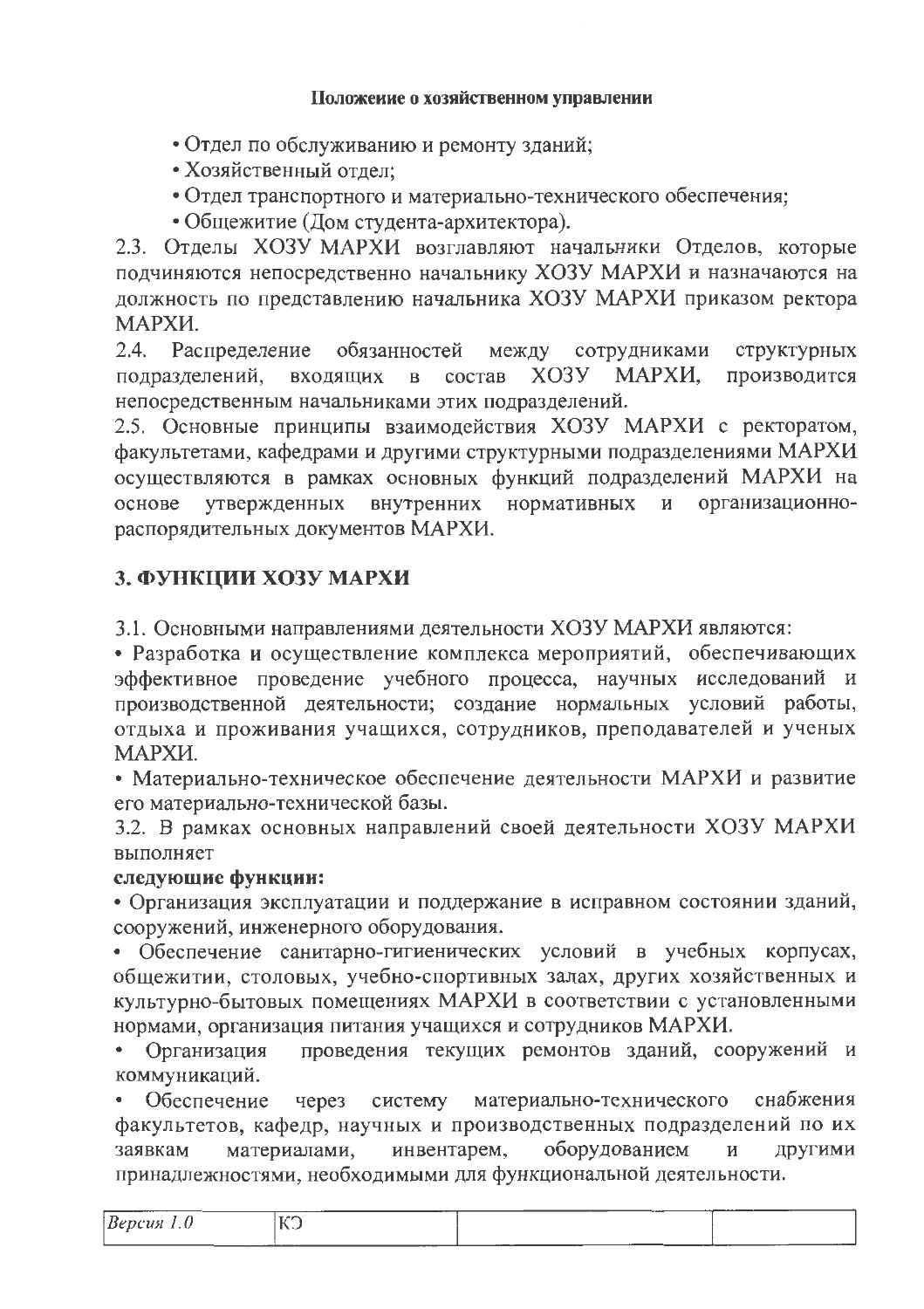• Отдел по обслуживанию и ремонту зданий;
• Хозяйственный отдел;
• Отдел транспортного и материально-технического обеспечения;
• Общежитие (Дом студента-архитектора).

2.3. Отделы ХОЗУ МАРХИ возглавляют начальники Отделов, которые подчиняются непосредственно начальнику ХОЗУ МАРХИ и назначаются на должность по представлению начальника ХОЗУ МАРХИ приказом ректора МАРХИ.

2.4. Распределение обязанностей между сотрудниками структурных подразделений, входящих в состав ХОЗУ МАРХИ, производится непосредственным начальниками этих подразделений.

2.5. Основные принципы взаимодействия ХОЗУ МАРХИ с ректоратом, факультетами, кафедрами и другими структурными подразделениями МАРХИ осуществляются в рамках основных функций подразделений МАРХИ на основе утвержденных внутренних нормативных и организационно-распорядительных документов МАРХИ.

## 3. ФУНКЦИИ ХОЗУ МАРХИ

3.1. Основными направлениями деятельности ХОЗУ МАРХИ являются:

• Разработка и осуществление комплекса мероприятий, обеспечивающих эффективное проведение учебного процесса, научных исследований и производственной деятельности; создание нормальных условий работы, отдыха и проживания учащихся, сотрудников, преподавателей и ученых МАРХИ.

• Материально-техническое обеспечение деятельности МАРХИ и развитие его материально-технической базы.

3.2. В рамках основных направлений своей деятельности ХОЗУ МАРХИ выполняет

**следующие функции:**

• Организация эксплуатации и поддержание в исправном состоянии зданий, сооружений, инженерного оборудования.

• Обеспечение санитарно-гигиенических условий в учебных корпусах, общежитии, столовых, учебно-спортивных залах, других хозяйственных и культурно-бытовых помещениях МАРХИ в соответствии с установленными нормами, организация питания учащихся и сотрудников МАРХИ.

• Организация проведения текущих ремонтов зданий, сооружений и коммуникаций.

• Обеспечение через систему материально-технического снабжения факультетов, кафедр, научных и производственных подразделений по их заявкам материалами, инвентарем, оборудованием и другими принадлежностями, необходимыми для функциональной деятельности.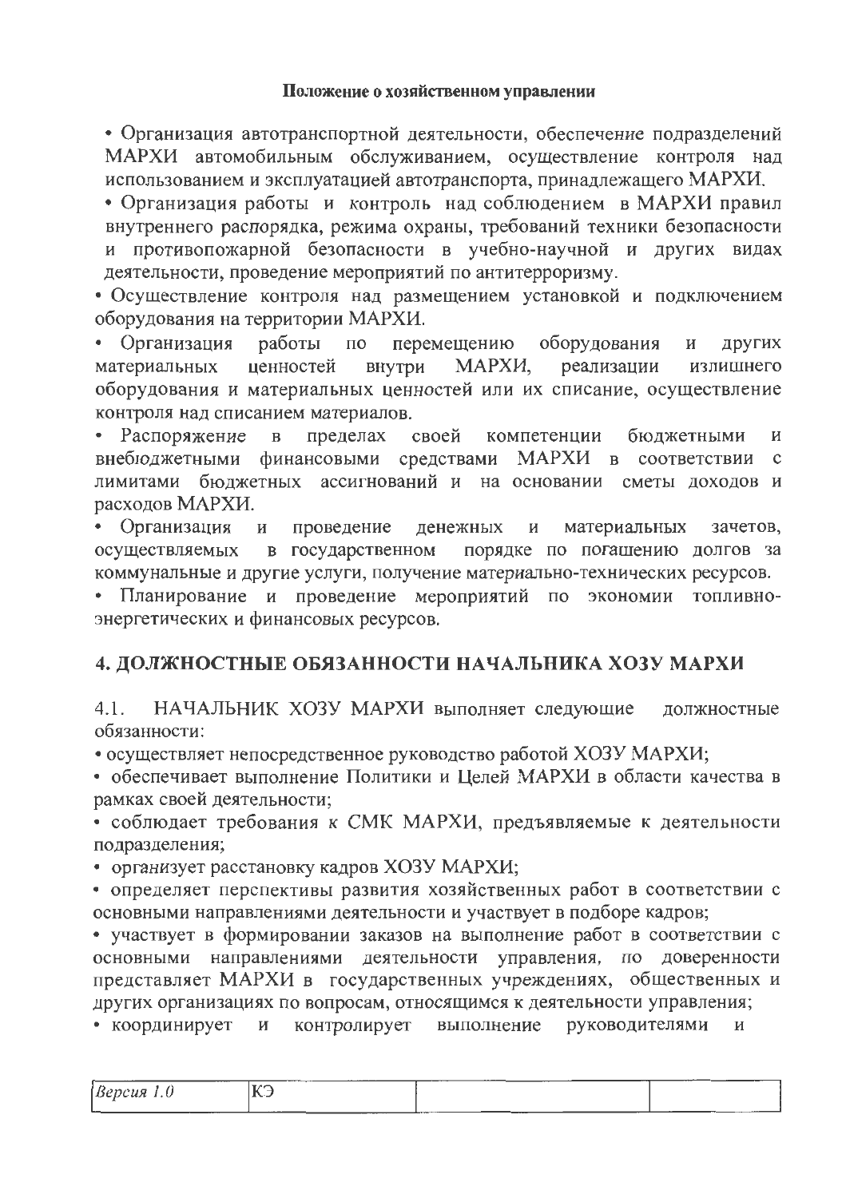• Организация автотранспортной деятельности, обеспечение подразделений МАРХИ автомобильным обслуживанием, осуществление контроля над использованием и эксплуатацией автотранспорта, принадлежащего МАРХИ.

• Организация работы и контроль над соблюдением в МАРХИ правил внутреннего распорядка, режима охраны, требований техники безопасности и противопожарной безопасности в учебно-научной и других видах деятельности, проведение мероприятий по антитерроризму.

• Осуществление контроля над размещением установкой и подключением оборудования на территории МАРХИ.

• Организация работы по перемещению оборудования и других материальных ценностей внутри МАРХИ, реализации излишнего оборудования и материальных ценностей или их списание, осуществление контроля над списанием материалов.

• Распоряжение в пределах своей компетенции бюджетными и внебюджетными финансовыми средствами МАРХИ в соответствии с лимитами бюджетных ассигнований и на основании сметы доходов и расходов МАРХИ.

• Организация и проведение денежных и материальных зачетов, осуществляемых в государственном порядке по погашению долгов за коммунальные и другие услуги, получение материально-технических ресурсов.

• Планирование и проведение мероприятий по экономии топливно-энергетических и финансовых ресурсов.

## 4. ДОЛЖНОСТНЫЕ ОБЯЗАННОСТИ НАЧАЛЬНИКА ХОЗУ МАРХИ

4.1. НАЧАЛЬНИК ХОЗУ МАРХИ выполняет следующие должностные обязанности:

• осуществляет непосредственное руководство работой ХОЗУ МАРХИ;

• обеспечивает выполнение Политики и Целей МАРХИ в области качества в рамках своей деятельности;

• соблюдает требования к СМК МАРХИ, предъявляемые к деятельности подразделения;

• организует расстановку кадров ХОЗУ МАРХИ;

• определяет перспективы развития хозяйственных работ в соответствии с основными направлениями деятельности и участвует в подборе кадров;

• участвует в формировании заказов на выполнение работ в соответствии с основными направлениями деятельности управления, по доверенности представляет МАРХИ в государственных учреждениях, общественных и других организациях по вопросам, относящимся к деятельности управления;

• координирует и контролирует выполнение руководителями и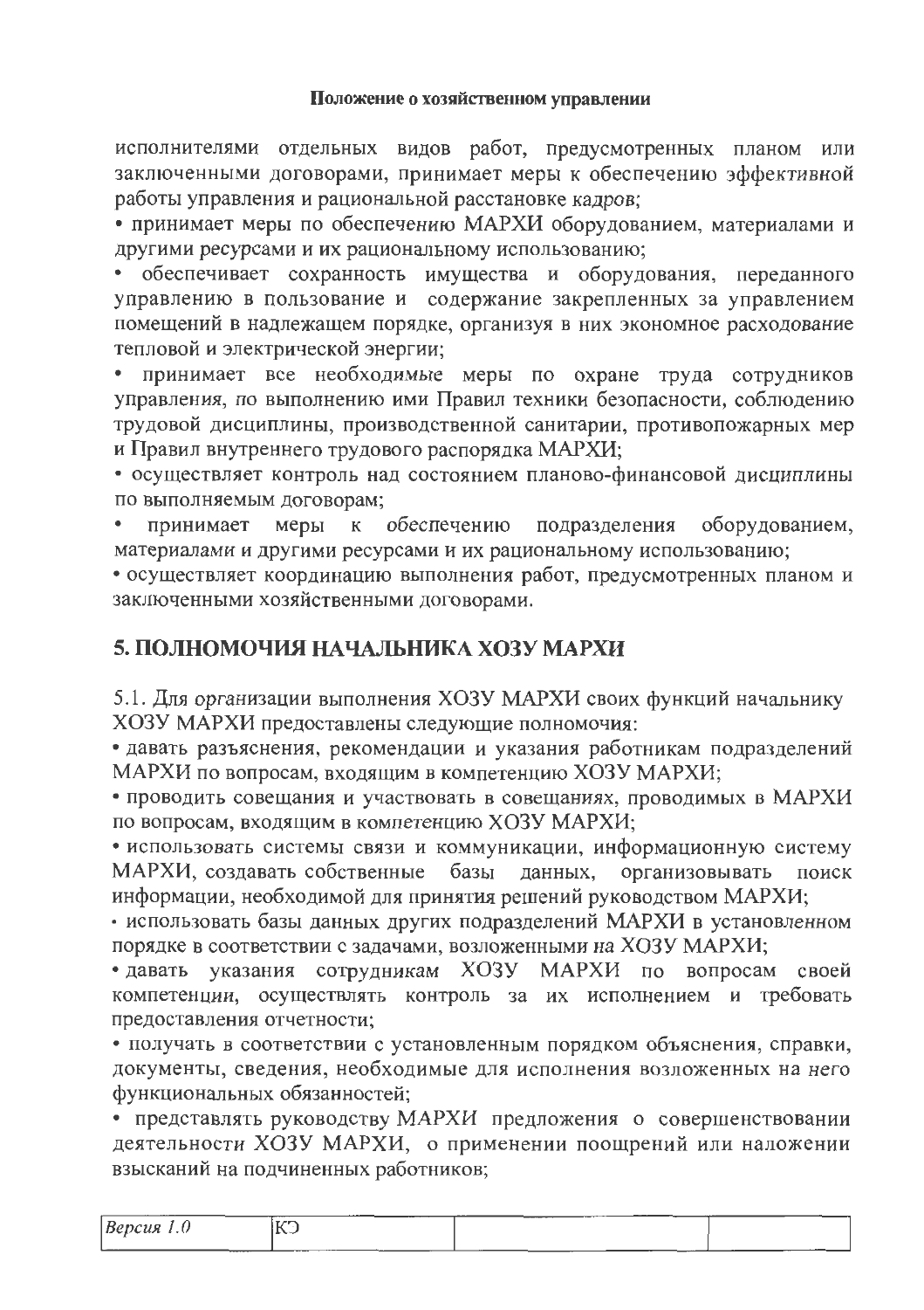исполнителями отдельных видов работ, предусмотренных планом или заключенными договорами, принимает меры к обеспечению эффективной работы управления и рациональной расстановке кадров;

- принимает меры по обеспечению МАРХИ оборудованием, материалами и другими ресурсами и их рациональному использованию;
- обеспечивает сохранность имущества и оборудования, переданного управлению в пользование и содержание закрепленных за управлением помещений в надлежащем порядке, организуя в них экономное расходование тепловой и электрической энергии;
- принимает все необходимые меры по охране труда сотрудников управления, по выполнению ими Правил техники безопасности, соблюдению трудовой дисциплины, производственной санитарии, противопожарных мер и Правил внутреннего трудового распорядка МАРХИ;
- осуществляет контроль над состоянием планово-финансовой дисциплины по выполняемым договорам;
- принимает меры к обеспечению подразделения оборудованием, материалами и другими ресурсами и их рациональному использованию;
- осуществляет координацию выполнения работ, предусмотренных планом и заключенными хозяйственными договорами.

## 5. ПОЛНОМОЧИЯ НАЧАЛЬНИКА ХОЗУ МАРХИ

5.1. Для организации выполнения ХОЗУ МАРХИ своих функций начальнику ХОЗУ МАРХИ предоставлены следующие полномочия:

- давать разъяснения, рекомендации и указания работникам подразделений МАРХИ по вопросам, входящим в компетенцию ХОЗУ МАРХИ;
- проводить совещания и участвовать в совещаниях, проводимых в МАРХИ по вопросам, входящим в компетенцию ХОЗУ МАРХИ;
- использовать системы связи и коммуникации, информационную систему МАРХИ, создавать собственные базы данных, организовывать поиск информации, необходимой для принятия решений руководством МАРХИ;
- использовать базы данных других подразделений МАРХИ в установленном порядке в соответствии с задачами, возложенными на ХОЗУ МАРХИ;
- давать указания сотрудникам ХОЗУ МАРХИ по вопросам своей компетенции, осуществлять контроль за их исполнением и требовать предоставления отчетности;
- получать в соответствии с установленным порядком объяснения, справки, документы, сведения, необходимые для исполнения возложенных на него функциональных обязанностей;
- представлять руководству МАРХИ предложения о совершенствовании деятельности ХОЗУ МАРХИ, о применении поощрений или наложении взысканий на подчиненных работников;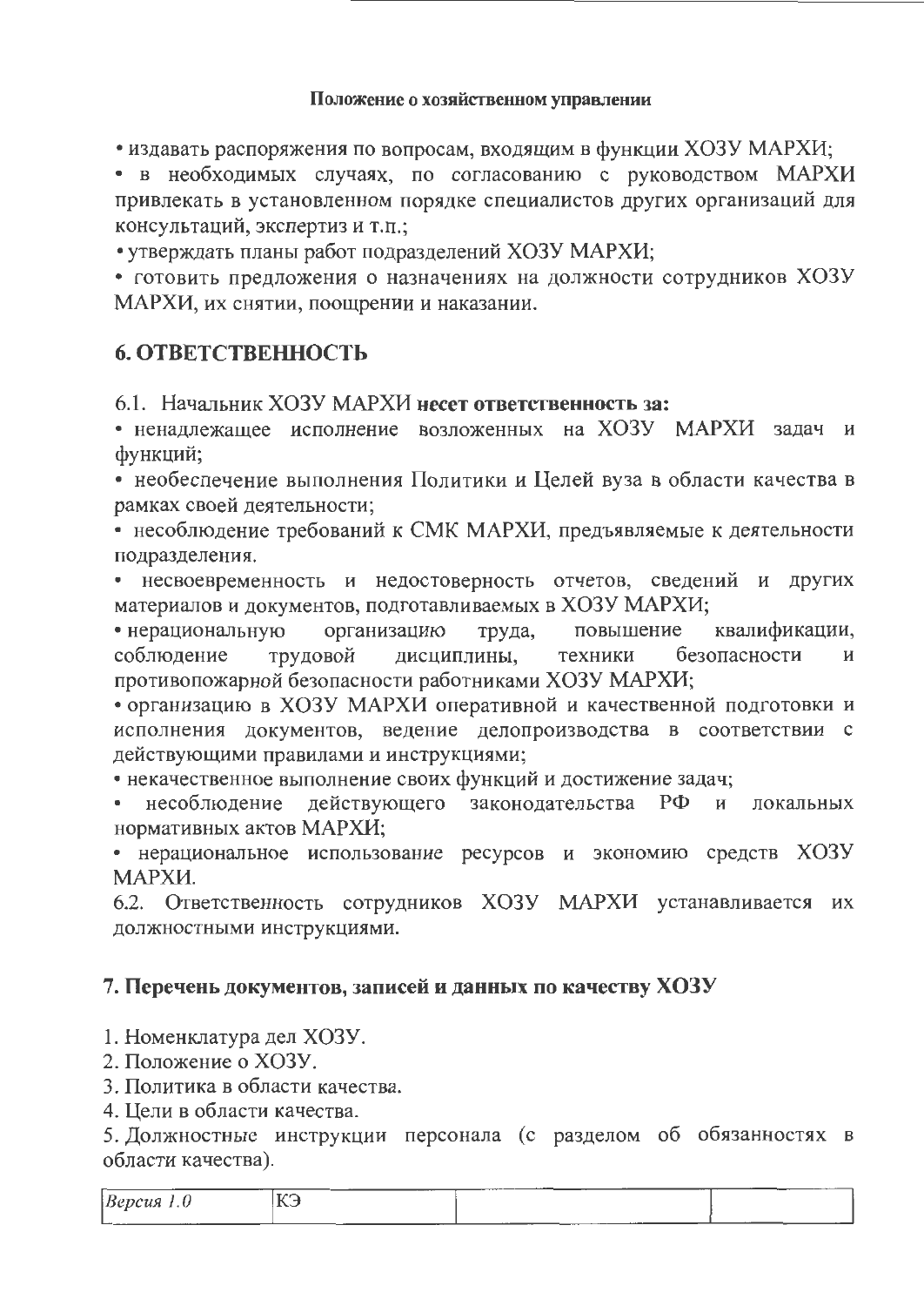• издавать распоряжения по вопросам, входящим в функции ХОЗУ МАРХИ;

• в необходимых случаях, по согласованию с руководством МАРХИ привлекать в установленном порядке специалистов других организаций для консультаций, экспертиз и т.п.;

• утверждать планы работ подразделений ХОЗУ МАРХИ;

• готовить предложения о назначениях на должности сотрудников ХОЗУ МАРХИ, их снятии, поощрении и наказании.

## 6. ОТВЕТСТВЕННОСТЬ

6.1. Начальник ХОЗУ МАРХИ **несет ответственность за:**

• ненадлежащее исполнение возложенных на ХОЗУ МАРХИ задач и функций;

• необеспечение выполнения Политики и Целей вуза в области качества в рамках своей деятельности;

• несоблюдение требований к СМК МАРХИ, предъявляемые к деятельности подразделения.

• несвоевременность и недостоверность отчетов, сведений и других материалов и документов, подготавливаемых в ХОЗУ МАРХИ;

• нерациональную организацию труда, повышение квалификации, соблюдение трудовой дисциплины, техники безопасности и противопожарной безопасности работниками ХОЗУ МАРХИ;

• организацию в ХОЗУ МАРХИ оперативной и качественной подготовки и исполнения документов, ведение делопроизводства в соответствии с действующими правилами и инструкциями;

• некачественное выполнение своих функций и достижение задач;

• несоблюдение действующего законодательства РФ и локальных нормативных актов МАРХИ;

• нерациональное использование ресурсов и экономию средств ХОЗУ МАРХИ.

6.2. Ответственность сотрудников ХОЗУ МАРХИ устанавливается их должностными инструкциями.

## 7. Перечень документов, записей и данных по качеству ХОЗУ

1. Номенклатура дел ХОЗУ.
2. Положение о ХОЗУ.
3. Политика в области качества.
4. Цели в области качества.
5. Должностные инструкции персонала (с разделом об обязанностях в области качества).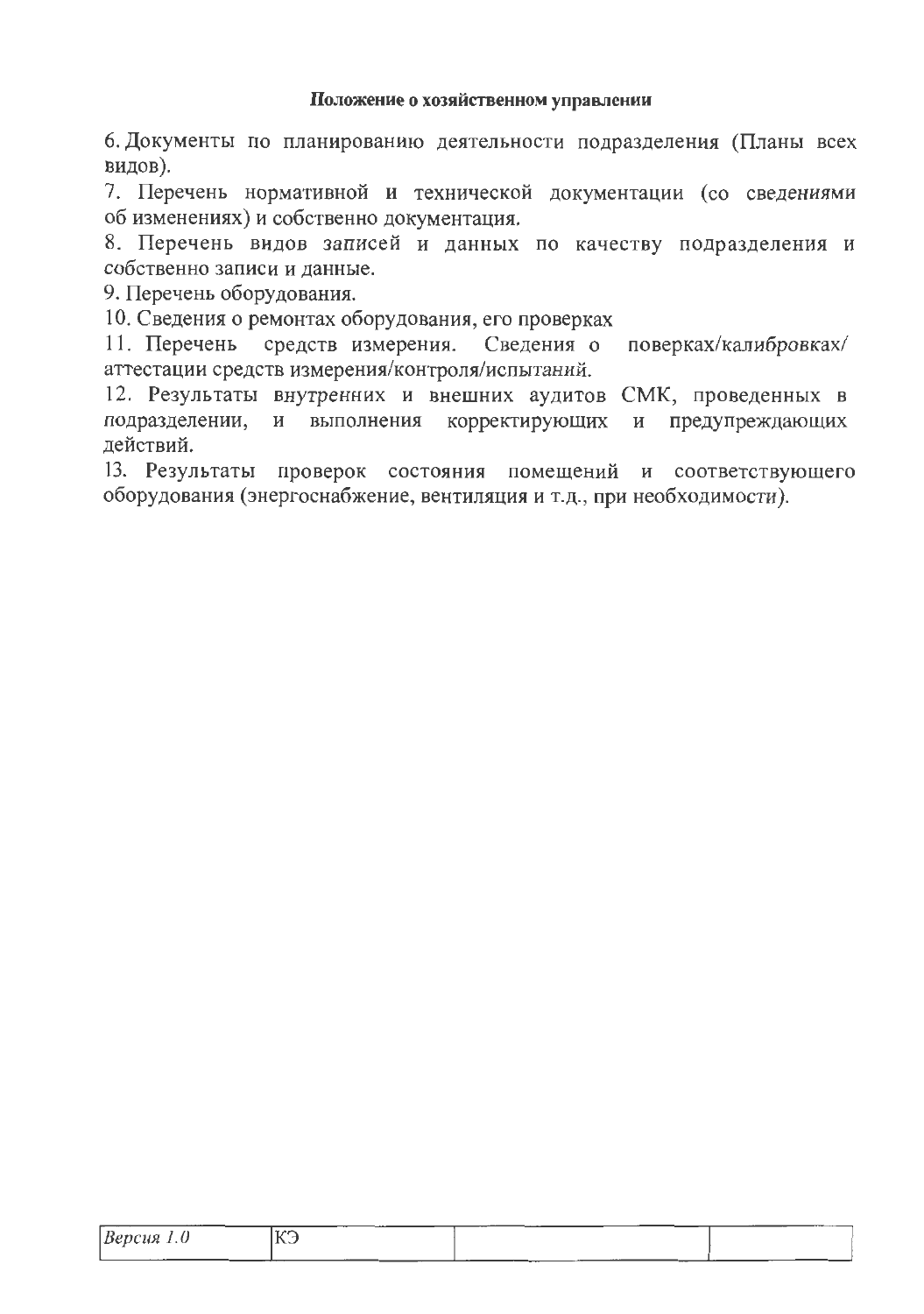6. Документы по планированию деятельности подразделения (Планы всех видов).
7. Перечень нормативной и технической документации (со сведениями об изменениях) и собственно документация.
8. Перечень видов записей и данных по качеству подразделения и собственно записи и данные.
9. Перечень оборудования.
10. Сведения о ремонтах оборудования, его проверках
11. Перечень средств измерения. Сведения о поверках/калибровках/аттестации средств измерения/контроля/испытаний.
12. Результаты внутренних и внешних аудитов СМК, проведенных в подразделении, и выполнения корректирующих и предупреждающих действий.
13. Результаты проверок состояния помещений и соответствующего оборудования (энергоснабжение, вентиляция и т.д., при необходимости).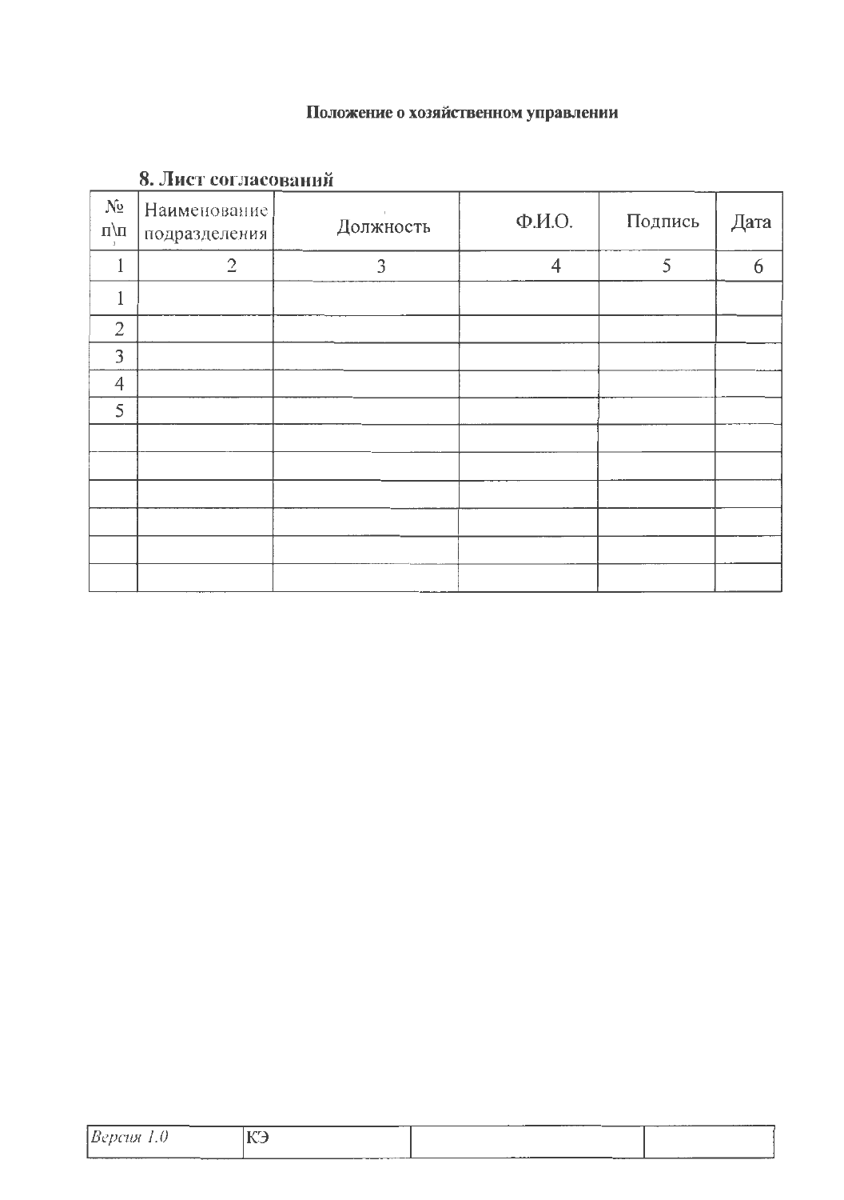## 8. Лист согласований

| № п\п | Наименование подразделения | Должность | Ф.И.О. | Подпись | Дата |
|---|---|---|---|---|---|
| 1 | 2 | 3 | 4 | 5 | 6 |
| 1 | | | | | |
| 2 | | | | | |
| 3 | | | | | |
| 4 | | | | | |
| 5 | | | | | |
| | | | | | |
| | | | | | |
| | | | | | |
| | | | | | |
| | | | | | |
| | | | | | |